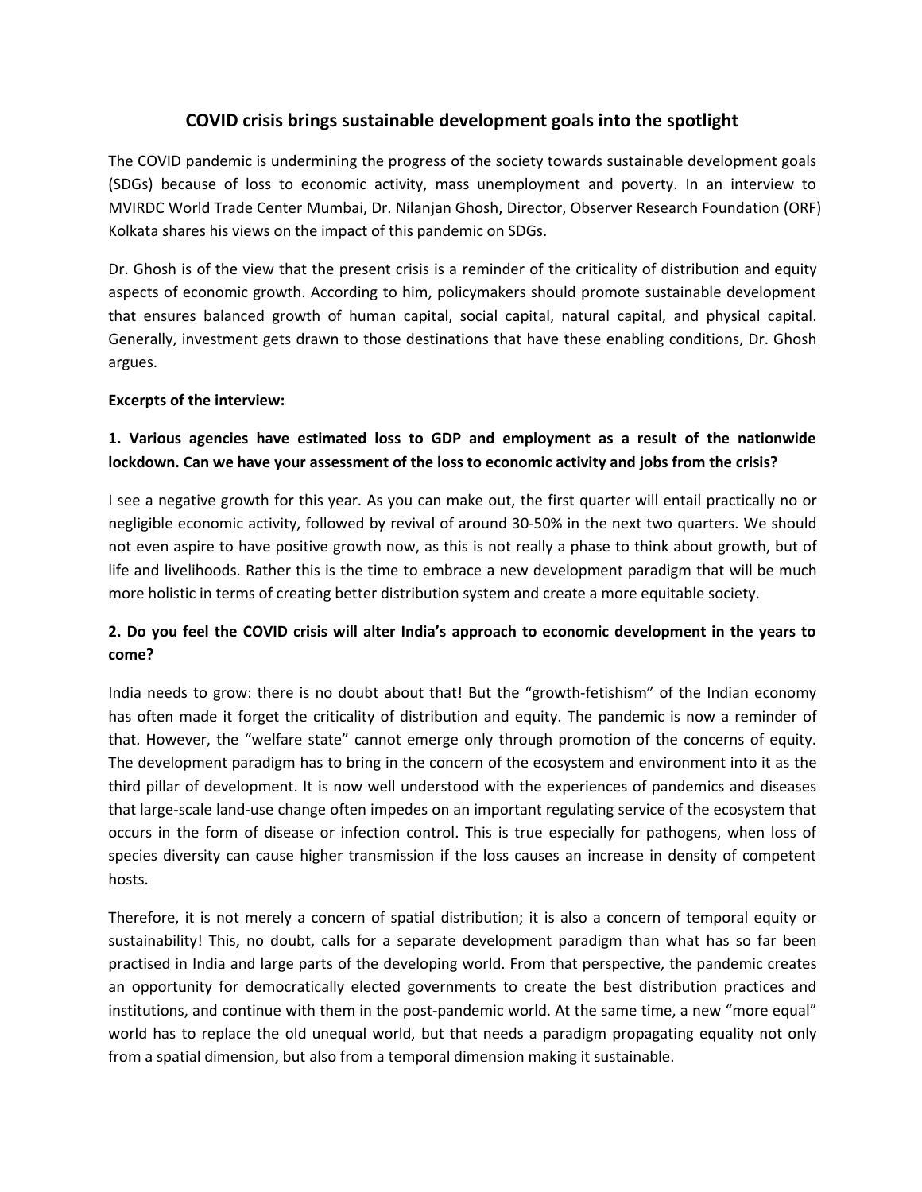# COVID crisis brings sustainable development goals into the spotlight

The COVID pandemic is undermining the progress of the society towards sustainable development goals (SDGs) because of loss to economic activity, mass unemployment and poverty. In an interview to MVIRDC World Trade Center Mumbai, Dr. Nilanjan Ghosh, Director, Observer Research Foundation (ORF) Kolkata shares his views on the impact of this pandemic on SDGs.

Dr. Ghosh is of the view that the present crisis is a reminder of the criticality of distribution and equity aspects of economic growth. According to him, policymakers should promote sustainable development that ensures balanced growth of human capital, social capital, natural capital, and physical capital. Generally, investment gets drawn to those destinations that have these enabling conditions, Dr. Ghosh argues.

**Excerpts of the interview:**

**1. Various agencies have estimated loss to GDP and employment as a result of the nationwide lockdown. Can we have your assessment of the loss to economic activity and jobs from the crisis?**

I see a negative growth for this year. As you can make out, the first quarter will entail practically no or negligible economic activity, followed by revival of around 30-50% in the next two quarters. We should not even aspire to have positive growth now, as this is not really a phase to think about growth, but of life and livelihoods. Rather this is the time to embrace a new development paradigm that will be much more holistic in terms of creating better distribution system and create a more equitable society.

**2. Do you feel the COVID crisis will alter India's approach to economic development in the years to come?**

India needs to grow: there is no doubt about that! But the "growth-fetishism" of the Indian economy has often made it forget the criticality of distribution and equity. The pandemic is now a reminder of that. However, the "welfare state" cannot emerge only through promotion of the concerns of equity. The development paradigm has to bring in the concern of the ecosystem and environment into it as the third pillar of development. It is now well understood with the experiences of pandemics and diseases that large-scale land-use change often impedes on an important regulating service of the ecosystem that occurs in the form of disease or infection control. This is true especially for pathogens, when loss of species diversity can cause higher transmission if the loss causes an increase in density of competent hosts.

Therefore, it is not merely a concern of spatial distribution; it is also a concern of temporal equity or sustainability! This, no doubt, calls for a separate development paradigm than what has so far been practised in India and large parts of the developing world. From that perspective, the pandemic creates an opportunity for democratically elected governments to create the best distribution practices and institutions, and continue with them in the post-pandemic world. At the same time, a new "more equal" world has to replace the old unequal world, but that needs a paradigm propagating equality not only from a spatial dimension, but also from a temporal dimension making it sustainable.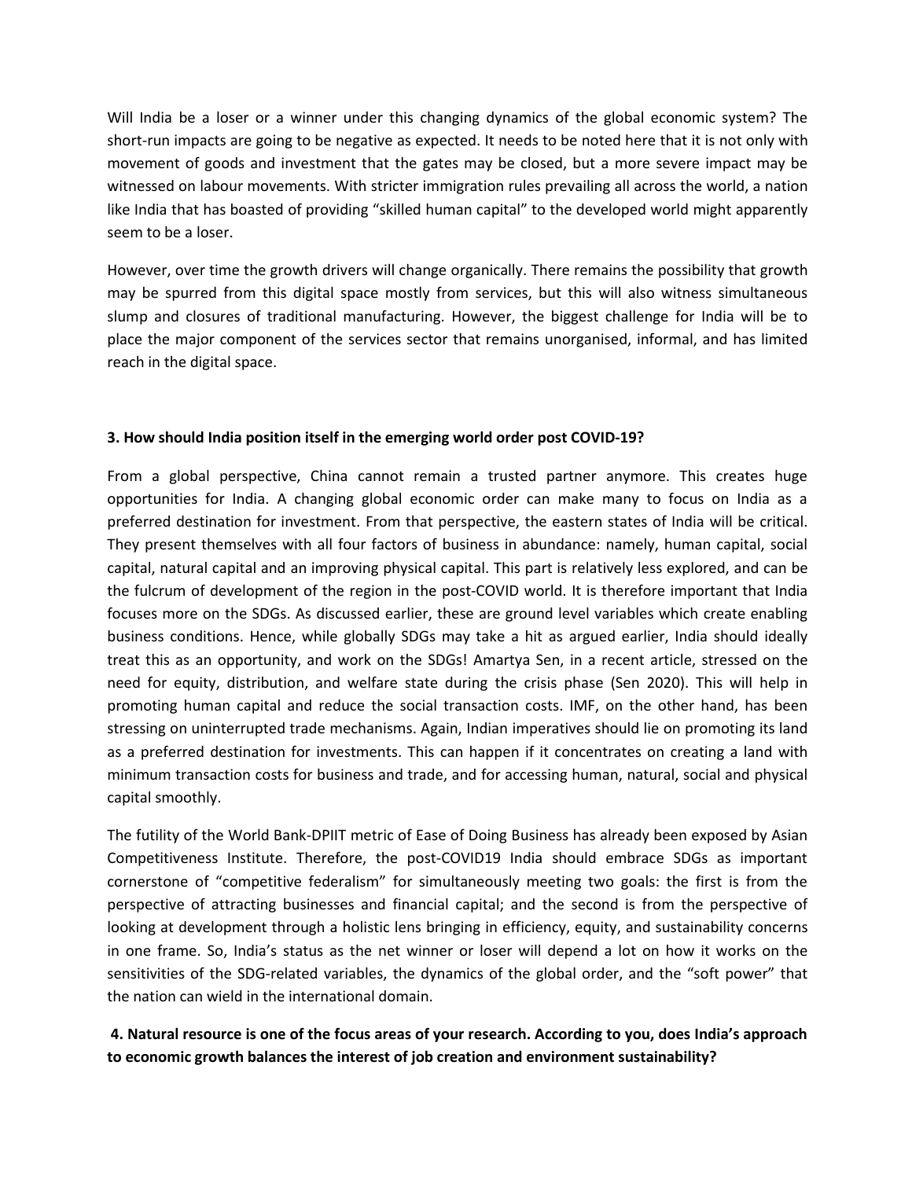Will India be a loser or a winner under this changing dynamics of the global economic system? The short-run impacts are going to be negative as expected. It needs to be noted here that it is not only with movement of goods and investment that the gates may be closed, but a more severe impact may be witnessed on labour movements. With stricter immigration rules prevailing all across the world, a nation like India that has boasted of providing "skilled human capital" to the developed world might apparently seem to be a loser.

However, over time the growth drivers will change organically. There remains the possibility that growth may be spurred from this digital space mostly from services, but this will also witness simultaneous slump and closures of traditional manufacturing. However, the biggest challenge for India will be to place the major component of the services sector that remains unorganised, informal, and has limited reach in the digital space.

**3. How should India position itself in the emerging world order post COVID-19?**

From a global perspective, China cannot remain a trusted partner anymore. This creates huge opportunities for India. A changing global economic order can make many to focus on India as a preferred destination for investment. From that perspective, the eastern states of India will be critical. They present themselves with all four factors of business in abundance: namely, human capital, social capital, natural capital and an improving physical capital. This part is relatively less explored, and can be the fulcrum of development of the region in the post-COVID world. It is therefore important that India focuses more on the SDGs. As discussed earlier, these are ground level variables which create enabling business conditions. Hence, while globally SDGs may take a hit as argued earlier, India should ideally treat this as an opportunity, and work on the SDGs! Amartya Sen, in a recent article, stressed on the need for equity, distribution, and welfare state during the crisis phase (Sen 2020). This will help in promoting human capital and reduce the social transaction costs. IMF, on the other hand, has been stressing on uninterrupted trade mechanisms. Again, Indian imperatives should lie on promoting its land as a preferred destination for investments. This can happen if it concentrates on creating a land with minimum transaction costs for business and trade, and for accessing human, natural, social and physical capital smoothly.

The futility of the World Bank-DPIIT metric of Ease of Doing Business has already been exposed by Asian Competitiveness Institute. Therefore, the post-COVID19 India should embrace SDGs as important cornerstone of "competitive federalism" for simultaneously meeting two goals: the first is from the perspective of attracting businesses and financial capital; and the second is from the perspective of looking at development through a holistic lens bringing in efficiency, equity, and sustainability concerns in one frame. So, India's status as the net winner or loser will depend a lot on how it works on the sensitivities of the SDG-related variables, the dynamics of the global order, and the "soft power" that the nation can wield in the international domain.

**4. Natural resource is one of the focus areas of your research. According to you, does India's approach to economic growth balances the interest of job creation and environment sustainability?**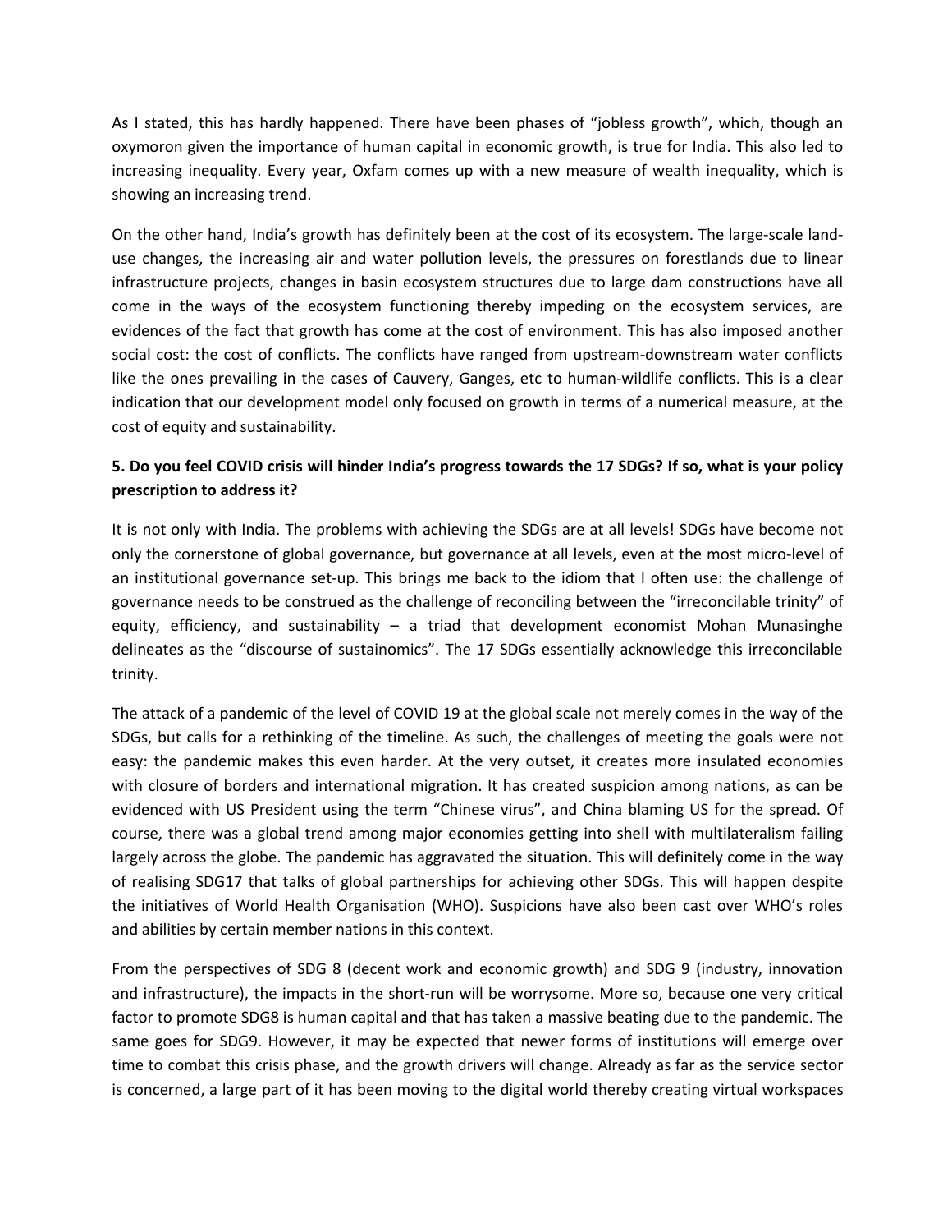As I stated, this has hardly happened. There have been phases of "jobless growth", which, though an oxymoron given the importance of human capital in economic growth, is true for India. This also led to increasing inequality. Every year, Oxfam comes up with a new measure of wealth inequality, which is showing an increasing trend.

On the other hand, India's growth has definitely been at the cost of its ecosystem. The large-scale land-use changes, the increasing air and water pollution levels, the pressures on forestlands due to linear infrastructure projects, changes in basin ecosystem structures due to large dam constructions have all come in the ways of the ecosystem functioning thereby impeding on the ecosystem services, are evidences of the fact that growth has come at the cost of environment. This has also imposed another social cost: the cost of conflicts. The conflicts have ranged from upstream-downstream water conflicts like the ones prevailing in the cases of Cauvery, Ganges, etc to human-wildlife conflicts. This is a clear indication that our development model only focused on growth in terms of a numerical measure, at the cost of equity and sustainability.

**5. Do you feel COVID crisis will hinder India's progress towards the 17 SDGs? If so, what is your policy prescription to address it?**

It is not only with India. The problems with achieving the SDGs are at all levels! SDGs have become not only the cornerstone of global governance, but governance at all levels, even at the most micro-level of an institutional governance set-up. This brings me back to the idiom that I often use: the challenge of governance needs to be construed as the challenge of reconciling between the "irreconcilable trinity" of equity, efficiency, and sustainability – a triad that development economist Mohan Munasinghe delineates as the "discourse of sustainomics". The 17 SDGs essentially acknowledge this irreconcilable trinity.

The attack of a pandemic of the level of COVID 19 at the global scale not merely comes in the way of the SDGs, but calls for a rethinking of the timeline. As such, the challenges of meeting the goals were not easy: the pandemic makes this even harder. At the very outset, it creates more insulated economies with closure of borders and international migration. It has created suspicion among nations, as can be evidenced with US President using the term "Chinese virus", and China blaming US for the spread. Of course, there was a global trend among major economies getting into shell with multilateralism failing largely across the globe. The pandemic has aggravated the situation. This will definitely come in the way of realising SDG17 that talks of global partnerships for achieving other SDGs. This will happen despite the initiatives of World Health Organisation (WHO). Suspicions have also been cast over WHO's roles and abilities by certain member nations in this context.

From the perspectives of SDG 8 (decent work and economic growth) and SDG 9 (industry, innovation and infrastructure), the impacts in the short-run will be worrysome. More so, because one very critical factor to promote SDG8 is human capital and that has taken a massive beating due to the pandemic. The same goes for SDG9. However, it may be expected that newer forms of institutions will emerge over time to combat this crisis phase, and the growth drivers will change. Already as far as the service sector is concerned, a large part of it has been moving to the digital world thereby creating virtual workspaces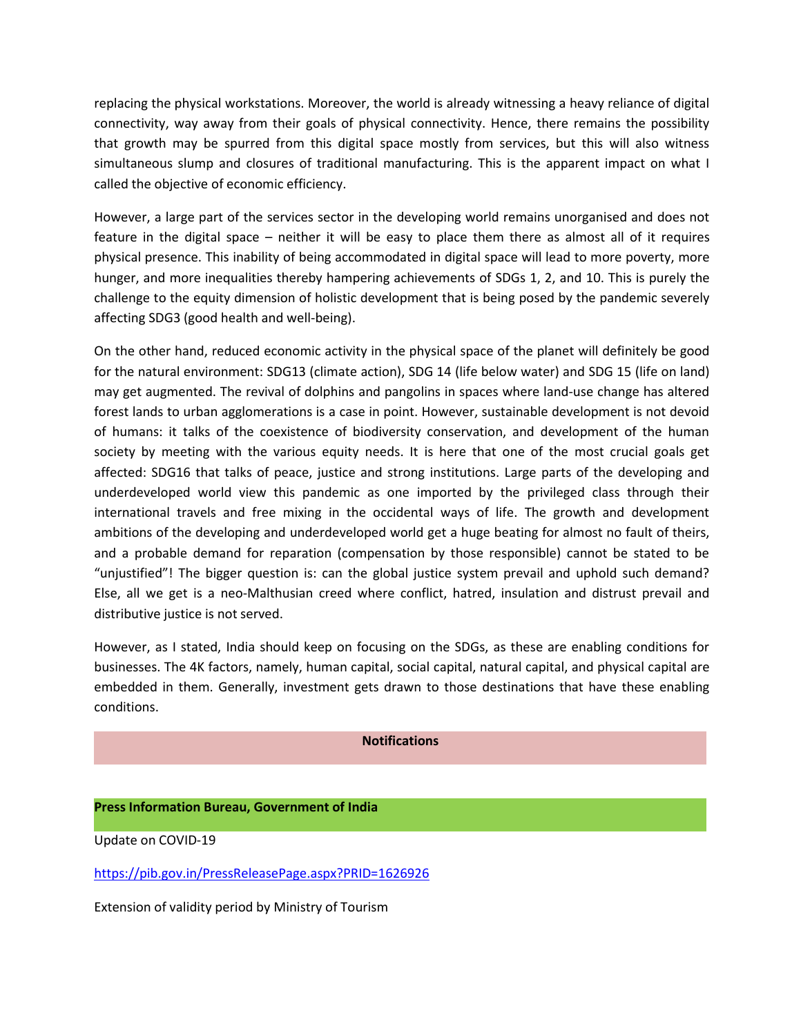replacing the physical workstations. Moreover, the world is already witnessing a heavy reliance of digital connectivity, way away from their goals of physical connectivity. Hence, there remains the possibility that growth may be spurred from this digital space mostly from services, but this will also witness simultaneous slump and closures of traditional manufacturing. This is the apparent impact on what I called the objective of economic efficiency.

However, a large part of the services sector in the developing world remains unorganised and does not feature in the digital space – neither it will be easy to place them there as almost all of it requires physical presence. This inability of being accommodated in digital space will lead to more poverty, more hunger, and more inequalities thereby hampering achievements of SDGs 1, 2, and 10. This is purely the challenge to the equity dimension of holistic development that is being posed by the pandemic severely affecting SDG3 (good health and well-being).

On the other hand, reduced economic activity in the physical space of the planet will definitely be good for the natural environment: SDG13 (climate action), SDG 14 (life below water) and SDG 15 (life on land) may get augmented. The revival of dolphins and pangolins in spaces where land-use change has altered forest lands to urban agglomerations is a case in point. However, sustainable development is not devoid of humans: it talks of the coexistence of biodiversity conservation, and development of the human society by meeting with the various equity needs. It is here that one of the most crucial goals get affected: SDG16 that talks of peace, justice and strong institutions. Large parts of the developing and underdeveloped world view this pandemic as one imported by the privileged class through their international travels and free mixing in the occidental ways of life. The growth and development ambitions of the developing and underdeveloped world get a huge beating for almost no fault of theirs, and a probable demand for reparation (compensation by those responsible) cannot be stated to be "unjustified"! The bigger question is: can the global justice system prevail and uphold such demand? Else, all we get is a neo-Malthusian creed where conflict, hatred, insulation and distrust prevail and distributive justice is not served.

However, as I stated, India should keep on focusing on the SDGs, as these are enabling conditions for businesses. The 4K factors, namely, human capital, social capital, natural capital, and physical capital are embedded in them. Generally, investment gets drawn to those destinations that have these enabling conditions.

## Notifications

### Press Information Bureau, Government of India

Update on COVID-19

https://pib.gov.in/PressReleasePage.aspx?PRID=1626926

Extension of validity period by Ministry of Tourism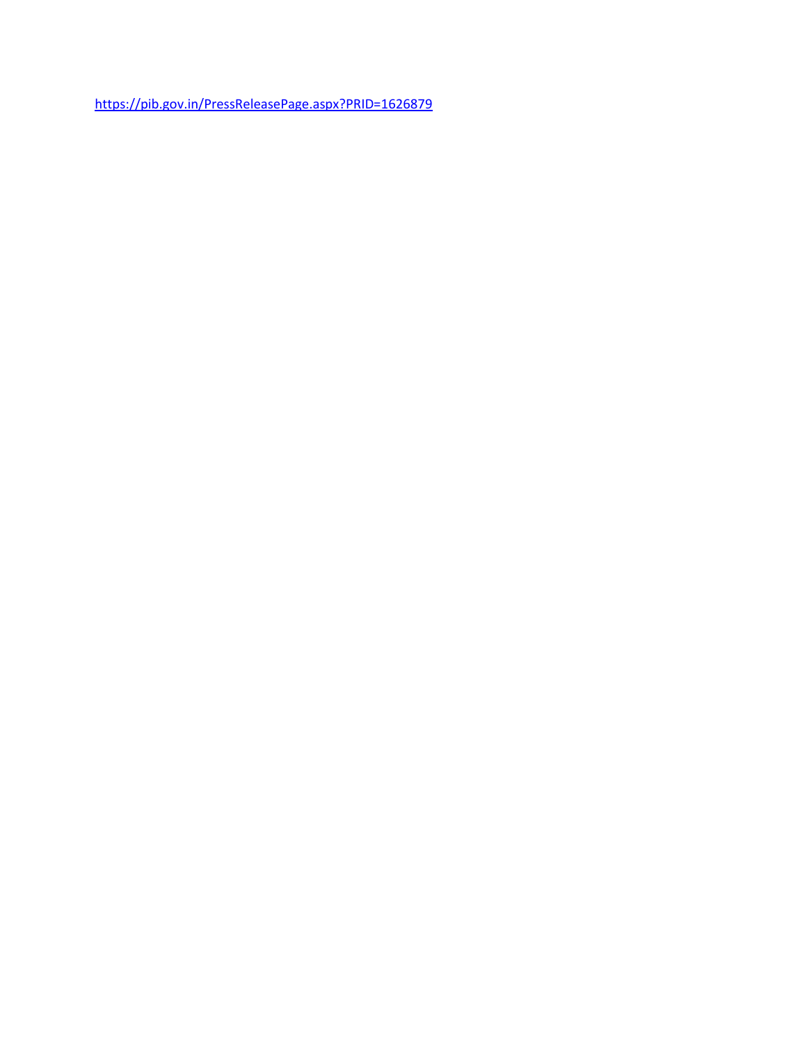https://pib.gov.in/PressReleasePage.aspx?PRID=1626879